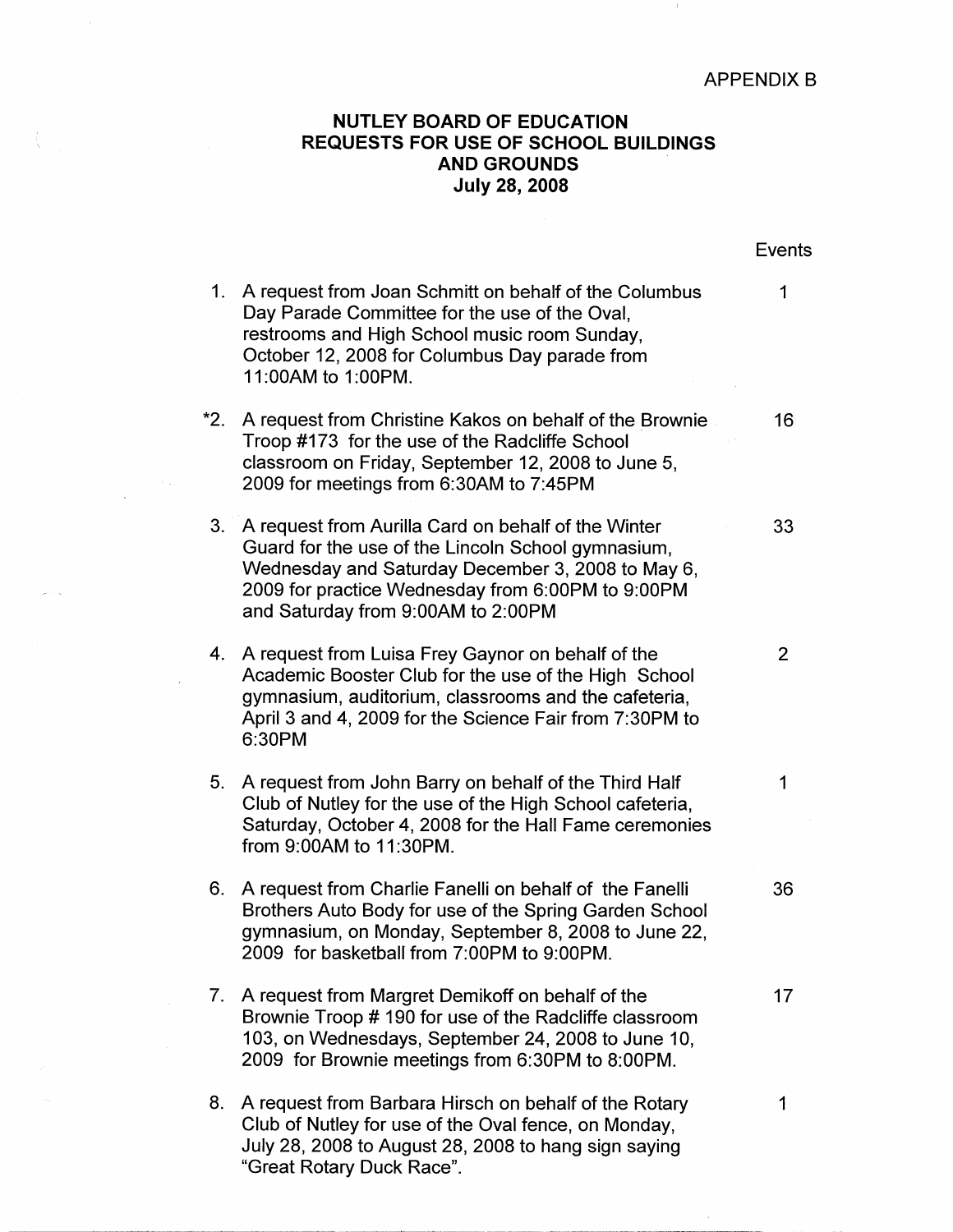APPENDIX B

# NUTLEY BOARD OF EDUCATION
## REQUESTS FOR USE OF SCHOOL BUILDINGS AND GROUNDS
## July 28, 2008

| | Request | Events |
|---|---|---|
| 1. | A request from Joan Schmitt on behalf of the Columbus Day Parade Committee for the use of the Oval, restrooms and High School music room Sunday, October 12, 2008 for Columbus Day parade from 11:00AM to 1:00PM. | 1 |
| *2. | A request from Christine Kakos on behalf of the Brownie Troop #173 for the use of the Radcliffe School classroom on Friday, September 12, 2008 to June 5, 2009 for meetings from 6:30AM to 7:45PM | 16 |
| 3. | A request from Aurilla Card on behalf of the Winter Guard for the use of the Lincoln School gymnasium, Wednesday and Saturday December 3, 2008 to May 6, 2009 for practice Wednesday from 6:00PM to 9:00PM and Saturday from 9:00AM to 2:00PM | 33 |
| 4. | A request from Luisa Frey Gaynor on behalf of the Academic Booster Club for the use of the High School gymnasium, auditorium, classrooms and the cafeteria, April 3 and 4, 2009 for the Science Fair from 7:30PM to 6:30PM | 2 |
| 5. | A request from John Barry on behalf of the Third Half Club of Nutley for the use of the High School cafeteria, Saturday, October 4, 2008 for the Hall Fame ceremonies from 9:00AM to 11:30PM. | 1 |
| 6. | A request from Charlie Fanelli on behalf of the Fanelli Brothers Auto Body for use of the Spring Garden School gymnasium, on Monday, September 8, 2008 to June 22, 2009 for basketball from 7:00PM to 9:00PM. | 36 |
| 7. | A request from Margret Demikoff on behalf of the Brownie Troop # 190 for use of the Radcliffe classroom 103, on Wednesdays, September 24, 2008 to June 10, 2009 for Brownie meetings from 6:30PM to 8:00PM. | 17 |
| 8. | A request from Barbara Hirsch on behalf of the Rotary Club of Nutley for use of the Oval fence, on Monday, July 28, 2008 to August 28, 2008 to hang sign saying "Great Rotary Duck Race". | 1 |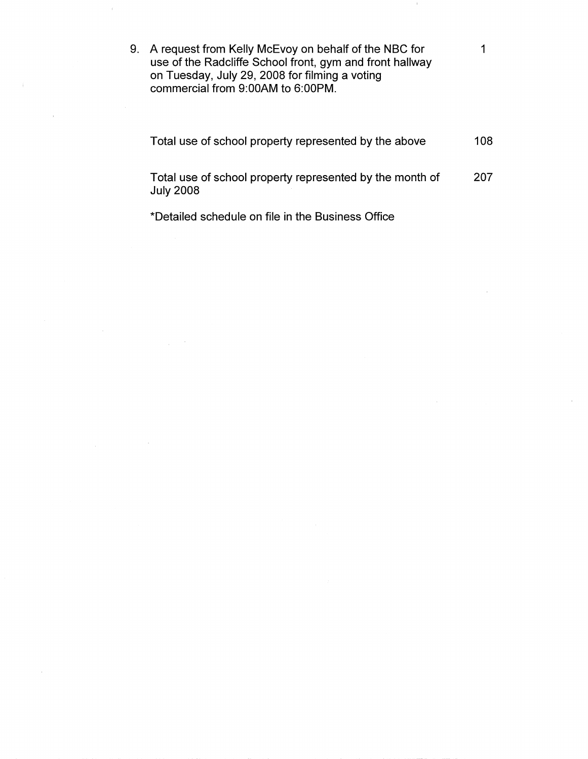9. A request from Kelly McEvoy on behalf of the NBC for use of the Radcliffe School front, gym and front hallway on Tuesday, July 29, 2008 for filming a voting commercial from 9:00AM to 6:00PM. 1

| | |
|---|---|
| Total use of school property represented by the above | 108 |
| Total use of school property represented by the month of July 2008 | 207 |

*Detailed schedule on file in the Business Office